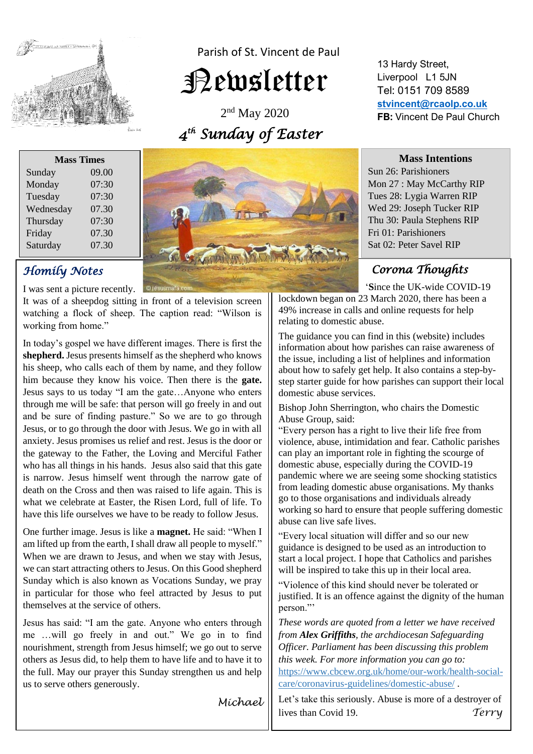Parish of St. Vincent de Paul

# Newsletter

2nd May 2020

*4th Sunday of Easter*

13 Hardy Street,
Liverpool L1 5JN
Tel: 0151 709 8589
**stvincent@rcaolp.co.uk**
**FB:** Vincent De Paul Church

| Mass Times | |
|---|---|
| Sunday | 09.00 |
| Monday | 07:30 |
| Tuesday | 07:30 |
| Wednesday | 07.30 |
| Thursday | 07:30 |
| Friday | 07.30 |
| Saturday | 07.30 |

**Mass Intentions**

Sun 26: Parishioners
Mon 27 : May McCarthy RIP
Tues 28: Lygia Warren RIP
Wed 29: Joseph Tucker RIP
Thu 30: Paula Stephens RIP
Fri 01: Parishioners
Sat 02: Peter Savel RIP

## *Homily Notes*

I was sent a picture recently. It was of a sheepdog sitting in front of a television screen watching a flock of sheep. The caption read: "Wilson is working from home."

In today's gospel we have different images. There is first the **shepherd.** Jesus presents himself as the shepherd who knows his sheep, who calls each of them by name, and they follow him because they know his voice. Then there is the **gate.** Jesus says to us today "I am the gate…Anyone who enters through me will be safe: that person will go freely in and out and be sure of finding pasture." So we are to go through Jesus, or to go through the door with Jesus. We go in with all anxiety. Jesus promises us relief and rest. Jesus is the door or the gateway to the Father, the Loving and Merciful Father who has all things in his hands. Jesus also said that this gate is narrow. Jesus himself went through the narrow gate of death on the Cross and then was raised to life again. This is what we celebrate at Easter, the Risen Lord, full of life. To have this life ourselves we have to be ready to follow Jesus.

One further image. Jesus is like a **magnet.** He said: "When I am lifted up from the earth, I shall draw all people to myself." When we are drawn to Jesus, and when we stay with Jesus, we can start attracting others to Jesus. On this Good shepherd Sunday which is also known as Vocations Sunday, we pray in particular for those who feel attracted by Jesus to put themselves at the service of others.

Jesus has said: "I am the gate. Anyone who enters through me …will go freely in and out." We go in to find nourishment, strength from Jesus himself; we go out to serve others as Jesus did, to help them to have life and to have it to the full. May our prayer this Sunday strengthen us and help us to serve others generously.

*Michael*

## *Corona Thoughts*

'**S**ince the UK-wide COVID-19 lockdown began on 23 March 2020, there has been a 49% increase in calls and online requests for help relating to domestic abuse.

The guidance you can find in this (website) includes information about how parishes can raise awareness of the issue, including a list of helplines and information about how to safely get help. It also contains a step-by-step starter guide for how parishes can support their local domestic abuse services.

Bishop John Sherrington, who chairs the Domestic Abuse Group, said:
"Every person has a right to live their life free from violence, abuse, intimidation and fear. Catholic parishes can play an important role in fighting the scourge of domestic abuse, especially during the COVID-19 pandemic where we are seeing some shocking statistics from leading domestic abuse organisations. My thanks go to those organisations and individuals already working so hard to ensure that people suffering domestic abuse can live safe lives.

"Every local situation will differ and so our new guidance is designed to be used as an introduction to start a local project. I hope that Catholics and parishes will be inspired to take this up in their local area.

"Violence of this kind should never be tolerated or justified. It is an offence against the dignity of the human person."'

*These words are quoted from a letter we have received from **Alex Griffiths**, the archdiocesan Safeguarding Officer. Parliament has been discussing this problem this week. For more information you can go to:* https://www.cbcew.org.uk/home/our-work/health-social-care/coronavirus-guidelines/domestic-abuse/ .

Let's take this seriously. Abuse is more of a destroyer of lives than Covid 19.

*Terry*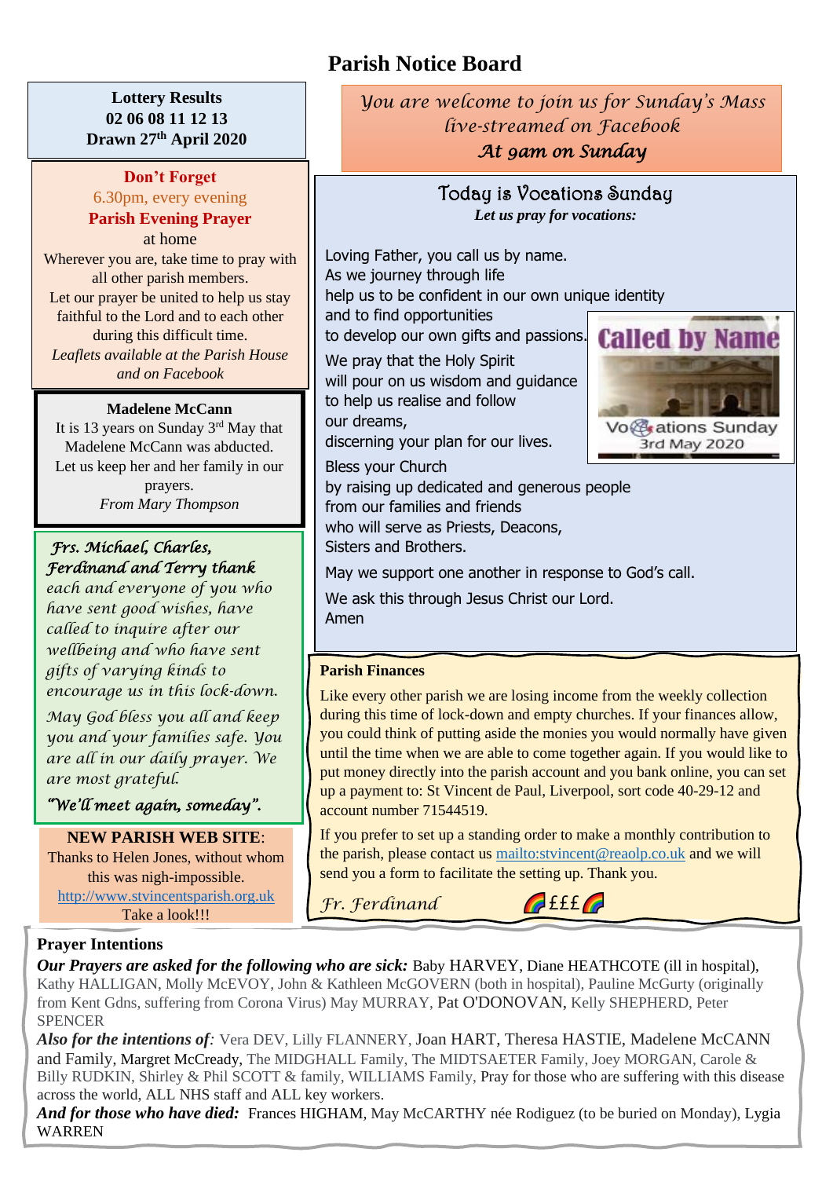# Parish Notice Board

**Lottery Results**
**02 06 08 11 12 13**
**Drawn 27th April 2020**

**Don't Forget**
6.30pm, every evening
**Parish Evening Prayer**
at home

Wherever you are, take time to pray with all other parish members.
Let our prayer be united to help us stay faithful to the Lord and to each other during this difficult time.
*Leaflets available at the Parish House and on Facebook*

**Madelene McCann**
It is 13 years on Sunday 3rd May that Madelene McCann was abducted.
Let us keep her and her family in our prayers.
*From Mary Thompson*

*Frs. Michael, Charles, Ferdinand and Terry thank each and everyone of you who have sent good wishes, have called to inquire after our wellbeing and who have sent gifts of varying kinds to encourage us in this lock-down.*

*May God bless you all and keep you and your families safe. You are all in our daily prayer. We are most grateful.*

*"We'll meet again, someday".*

**NEW PARISH WEB SITE**:
Thanks to Helen Jones, without whom this was nigh-impossible.
http://www.stvincentsparish.org.uk
Take a look!!!

*You are welcome to join us for Sunday's Mass live-streamed on Facebook*
***At 9am on Sunday***

## Today is Vocations Sunday

***Let us pray for vocations:***

Called by Name
Vocations Sunday
3rd May 2020

Loving Father, you call us by name.
As we journey through life
help us to be confident in our own unique identity
and to find opportunities
to develop our own gifts and passions.

We pray that the Holy Spirit
will pour on us wisdom and guidance
to help us realise and follow
our dreams,
discerning your plan for our lives.

Bless your Church
by raising up dedicated and generous people
from our families and friends
who will serve as Priests, Deacons,
Sisters and Brothers.

May we support one another in response to God's call.

We ask this through Jesus Christ our Lord.
Amen

**Parish Finances**

Like every other parish we are losing income from the weekly collection during this time of lock-down and empty churches. If your finances allow, you could think of putting aside the monies you would normally have given until the time when we are able to come together again. If you would like to put money directly into the parish account and you bank online, you can set up a payment to: St Vincent de Paul, Liverpool, sort code 40-29-12 and account number 71544519.

If you prefer to set up a standing order to make a monthly contribution to the parish, please contact us mailto:stvincent@reaolp.co.uk and we will send you a form to facilitate the setting up. Thank you.

*Fr. Ferdinand* £££

**Prayer Intentions**

***Our Prayers are asked for the following who are sick:*** Baby HARVEY, Diane HEATHCOTE (ill in hospital), Kathy HALLIGAN, Molly McEVOY, John & Kathleen McGOVERN (both in hospital), Pauline McGurty (originally from Kent Gdns, suffering from Corona Virus) May MURRAY, Pat O'DONOVAN, Kelly SHEPHERD, Peter SPENCER

***Also for the intentions of**:* Vera DEV, Lilly FLANNERY, Joan HART, Theresa HASTIE, Madelene McCANN and Family, Margret McCready, The MIDGHALL Family, The MIDTSAETER Family, Joey MORGAN, Carole & Billy RUDKIN, Shirley & Phil SCOTT & family, WILLIAMS Family, Pray for those who are suffering with this disease across the world, ALL NHS staff and ALL key workers.

***And for those who have died:*** Frances HIGHAM, May McCARTHY née Rodiguez (to be buried on Monday), Lygia WARREN